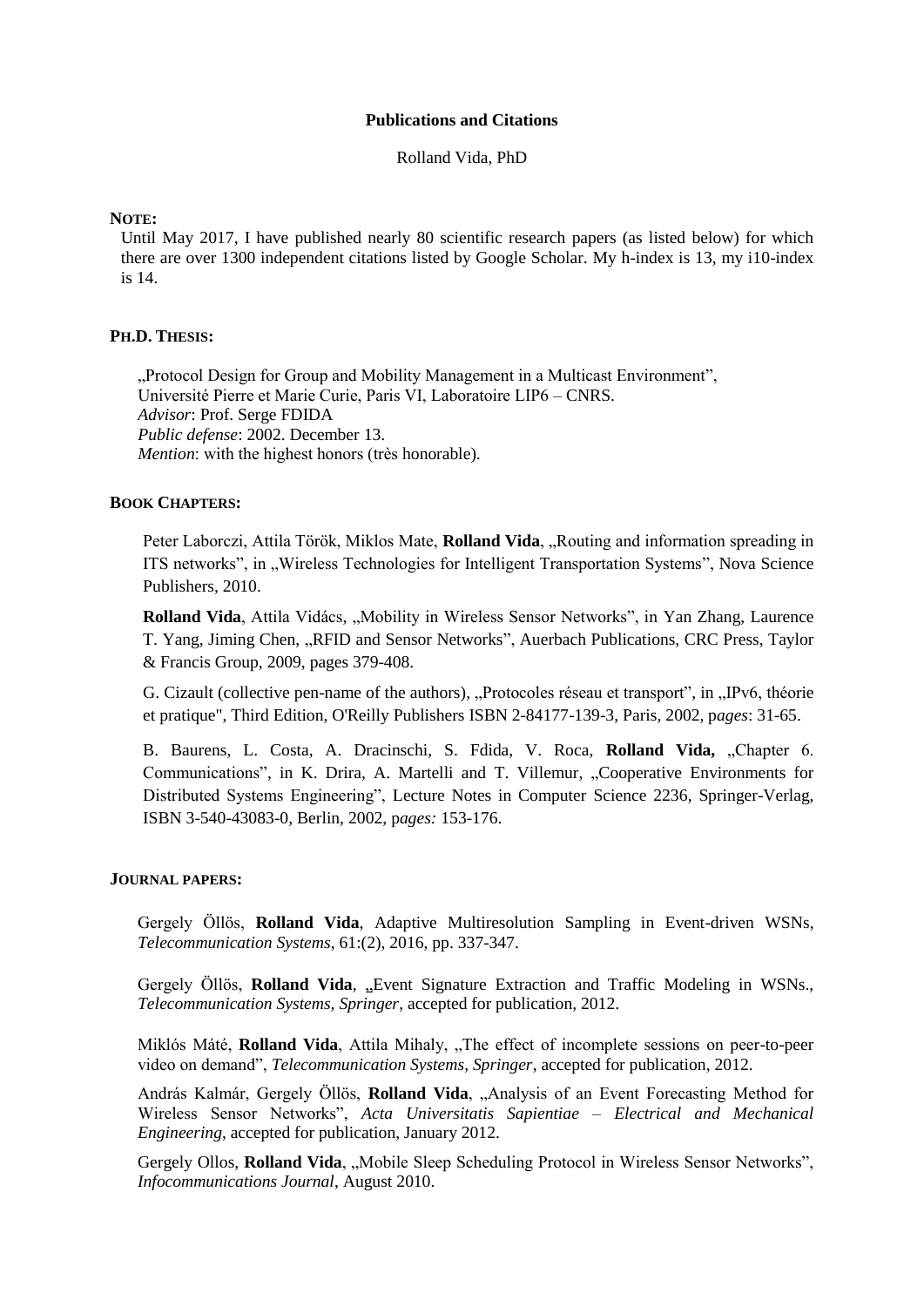**Publications and Citations**

Rolland Vida, PhD

**NOTE:**

Until May 2017, I have published nearly 80 scientific research papers (as listed below) for which there are over 1300 independent citations listed by Google Scholar. My h-index is 13, my i10-index is 14.

**PH.D. THESIS:**

„Protocol Design for Group and Mobility Management in a Multicast Environment", Université Pierre et Marie Curie, Paris VI, Laboratoire LIP6 – CNRS.
*Advisor*: Prof. Serge FDIDA
*Public defense*: 2002. December 13.
*Mention*: with the highest honors (très honorable).

**BOOK CHAPTERS:**

Peter Laborczi, Attila Török, Miklos Mate, **Rolland Vida**, „Routing and information spreading in ITS networks", in „Wireless Technologies for Intelligent Transportation Systems", Nova Science Publishers, 2010.

**Rolland Vida**, Attila Vidács, „Mobility in Wireless Sensor Networks", in Yan Zhang, Laurence T. Yang, Jiming Chen, „RFID and Sensor Networks", Auerbach Publications, CRC Press, Taylor & Francis Group, 2009, pages 379-408.

G. Cizault (collective pen-name of the authors), „Protocoles réseau et transport", in „IPv6, théorie et pratique", Third Edition, O'Reilly Publishers ISBN 2-84177-139-3, Paris, 2002, p*ages*: 31-65.

B. Baurens, L. Costa, A. Dracinschi, S. Fdida, V. Roca, **Rolland Vida,** „Chapter 6. Communications", in K. Drira, A. Martelli and T. Villemur, „Cooperative Environments for Distributed Systems Engineering", Lecture Notes in Computer Science 2236, Springer-Verlag, ISBN 3-540-43083-0, Berlin, 2002, p*ages:* 153-176.

**JOURNAL PAPERS:**

Gergely Öllös, **Rolland Vida**, Adaptive Multiresolution Sampling in Event-driven WSNs, *Telecommunication Systems*, 61:(2), 2016, pp. 337-347.

Gergely Öllös, **Rolland Vida**, „Event Signature Extraction and Traffic Modeling in WSNs., *Telecommunication Systems, Springer*, accepted for publication, 2012.

Miklós Máté, **Rolland Vida**, Attila Mihaly, „The effect of incomplete sessions on peer-to-peer video on demand", *Telecommunication Systems, Springer*, accepted for publication, 2012.

András Kalmár, Gergely Öllös, **Rolland Vida**, „Analysis of an Event Forecasting Method for Wireless Sensor Networks", *Acta Universitatis Sapientiae – Electrical and Mechanical Engineering*, accepted for publication, January 2012.

Gergely Ollos, **Rolland Vida**, „Mobile Sleep Scheduling Protocol in Wireless Sensor Networks", *Infocommunications Journal*, August 2010.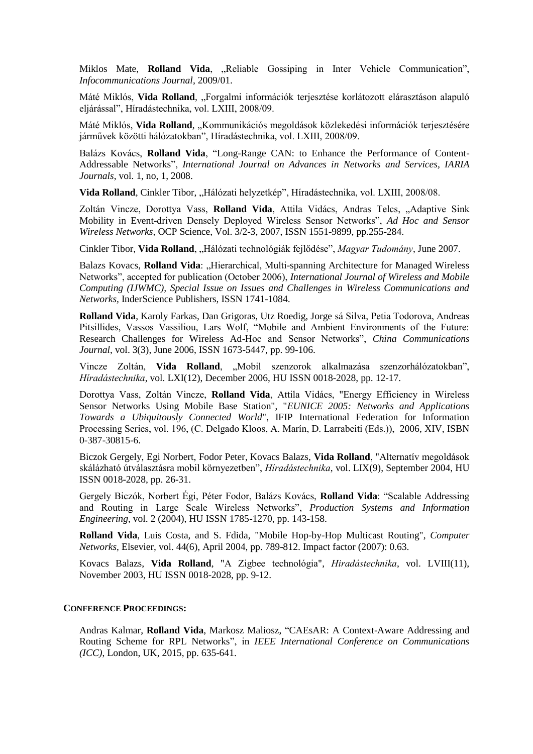Miklos Mate, **Rolland Vida**, „Reliable Gossiping in Inter Vehicle Communication", *Infocommunications Journal*, 2009/01.

Máté Miklós, **Vida Rolland**, „Forgalmi információk terjesztése korlátozott elárasztáson alapuló eljárással", Híradástechnika, vol. LXIII, 2008/09.

Máté Miklós, **Vida Rolland**, „Kommunikációs megoldások közlekedési információk terjesztésére járművek közötti hálózatokban", Híradástechnika, vol. LXIII, 2008/09.

Balázs Kovács, **Rolland Vida**, "Long-Range CAN: to Enhance the Performance of Content-Addressable Networks", *International Journal on Advances in Networks and Services, IARIA Journals*, vol. 1, no, 1, 2008.

**Vida Rolland**, Cinkler Tibor, „Hálózati helyzetkép", Híradástechnika, vol. LXIII, 2008/08.

Zoltán Vincze, Dorottya Vass, **Rolland Vida**, Attila Vidács, Andras Telcs, „Adaptive Sink Mobility in Event-driven Densely Deployed Wireless Sensor Networks", *Ad Hoc and Sensor Wireless Networks,* OCP Science, Vol. 3/2-3, 2007, ISSN 1551-9899, pp.255-284.

Cinkler Tibor, **Vida Rolland**, „Hálózati technológiák fejlődése", *Magyar Tudomány*, June 2007.

Balazs Kovacs, **Rolland Vida**: „Hierarchical, Multi-spanning Architecture for Managed Wireless Networks", accepted for publication (October 2006), *International Journal of Wireless and Mobile Computing (IJWMC), Special Issue on Issues and Challenges in Wireless Communications and Networks*, InderScience Publishers, ISSN 1741-1084.

**Rolland Vida**, Karoly Farkas, Dan Grigoras, Utz Roedig, Jorge sá Silva, Petia Todorova, Andreas Pitsillides, Vassos Vassiliou, Lars Wolf, "Mobile and Ambient Environments of the Future: Research Challenges for Wireless Ad-Hoc and Sensor Networks", *China Communications Journal*, vol. 3(3), June 2006, ISSN 1673-5447, pp. 99-106.

Vincze Zoltán, **Vida Rolland**, „Mobil szenzorok alkalmazása szenzorhálózatokban", *Híradástechnika*, vol. LXI(12), December 2006, HU ISSN 0018-2028, pp. 12-17.

Dorottya Vass, Zoltán Vincze, **Rolland Vida**, Attila Vidács, "Energy Efficiency in Wireless Sensor Networks Using Mobile Base Station", "*EUNICE 2005: Networks and Applications Towards a Ubiquitously Connected World*", IFIP International Federation for Information Processing Series, vol. 196, (C. Delgado Kloos, A. Marín, D. Larrabeiti (Eds.)), 2006, XIV, ISBN 0-387-30815-6.

Biczok Gergely, Egi Norbert, Fodor Peter, Kovacs Balazs, **Vida Rolland**, "Alternatív megoldások skálázható útválasztásra mobil környezetben", *Híradástechnika*, vol. LIX(9), September 2004, HU ISSN 0018-2028, pp. 26-31.

Gergely Biczók, Norbert Égi, Péter Fodor, Balázs Kovács, **Rolland Vida**: "Scalable Addressing and Routing in Large Scale Wireless Networks", *Production Systems and Information Engineering*, vol. 2 (2004), HU ISSN 1785-1270, pp. 143-158.

**Rolland Vida**, Luis Costa, and S. Fdida, "Mobile Hop-by-Hop Multicast Routing", *Computer Networks*, Elsevier, vol. 44(6), April 2004, pp. 789-812. Impact factor (2007): 0.63.

Kovacs Balazs, **Vida Rolland**, "A Zigbee technológia", *Hiradástechnika*, vol. LVIII(11), November 2003, HU ISSN 0018-2028, pp. 9-12.

**CONFERENCE PROCEEDINGS:**

Andras Kalmar, **Rolland Vida**, Markosz Maliosz, "CAEsAR: A Context-Aware Addressing and Routing Scheme for RPL Networks", in *IEEE International Conference on Communications (ICC)*, London, UK, 2015, pp. 635-641.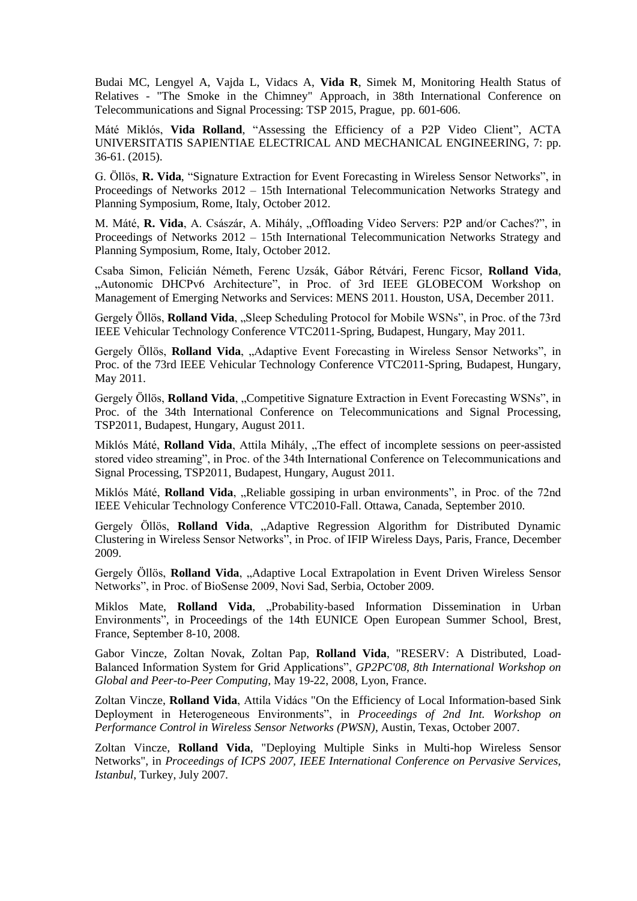Budai MC, Lengyel A, Vajda L, Vidacs A, **Vida R**, Simek M, Monitoring Health Status of Relatives - "The Smoke in the Chimney" Approach, in 38th International Conference on Telecommunications and Signal Processing: TSP 2015, Prague, pp. 601-606.

Máté Miklós, **Vida Rolland**, "Assessing the Efficiency of a P2P Video Client", ACTA UNIVERSITATIS SAPIENTIAE ELECTRICAL AND MECHANICAL ENGINEERING, 7: pp. 36-61. (2015).

G. Öllös, **R. Vida**, "Signature Extraction for Event Forecasting in Wireless Sensor Networks", in Proceedings of Networks 2012 – 15th International Telecommunication Networks Strategy and Planning Symposium, Rome, Italy, October 2012.

M. Máté, **R. Vida**, A. Császár, A. Mihály, „Offloading Video Servers: P2P and/or Caches?", in Proceedings of Networks 2012 – 15th International Telecommunication Networks Strategy and Planning Symposium, Rome, Italy, October 2012.

Csaba Simon, Felicián Németh, Ferenc Uzsák, Gábor Rétvári, Ferenc Ficsor, **Rolland Vida**, „Autonomic DHCPv6 Architecture", in Proc. of 3rd IEEE GLOBECOM Workshop on Management of Emerging Networks and Services: MENS 2011. Houston, USA, December 2011.

Gergely Öllös, **Rolland Vida**, „Sleep Scheduling Protocol for Mobile WSNs", in Proc. of the 73rd IEEE Vehicular Technology Conference VTC2011-Spring, Budapest, Hungary, May 2011.

Gergely Öllös, **Rolland Vida**, „Adaptive Event Forecasting in Wireless Sensor Networks", in Proc. of the 73rd IEEE Vehicular Technology Conference VTC2011-Spring, Budapest, Hungary, May 2011.

Gergely Öllös, **Rolland Vida**, „Competitive Signature Extraction in Event Forecasting WSNs", in Proc. of the 34th International Conference on Telecommunications and Signal Processing, TSP2011, Budapest, Hungary, August 2011.

Miklós Máté, **Rolland Vida**, Attila Mihály, „The effect of incomplete sessions on peer-assisted stored video streaming", in Proc. of the 34th International Conference on Telecommunications and Signal Processing, TSP2011, Budapest, Hungary, August 2011.

Miklós Máté, **Rolland Vida**, „Reliable gossiping in urban environments", in Proc. of the 72nd IEEE Vehicular Technology Conference VTC2010-Fall. Ottawa, Canada, September 2010.

Gergely Öllös, **Rolland Vida**, „Adaptive Regression Algorithm for Distributed Dynamic Clustering in Wireless Sensor Networks", in Proc. of IFIP Wireless Days, Paris, France, December 2009.

Gergely Öllös, **Rolland Vida**, „Adaptive Local Extrapolation in Event Driven Wireless Sensor Networks", in Proc. of BioSense 2009, Novi Sad, Serbia, October 2009.

Miklos Mate, **Rolland Vida**, „Probability-based Information Dissemination in Urban Environments", in Proceedings of the 14th EUNICE Open European Summer School, Brest, France, September 8-10, 2008.

Gabor Vincze, Zoltan Novak, Zoltan Pap, **Rolland Vida**, "RESERV: A Distributed, Load-Balanced Information System for Grid Applications", *GP2PC'08, 8th International Workshop on Global and Peer-to-Peer Computing*, May 19-22, 2008, Lyon, France.

Zoltan Vincze, **Rolland Vida**, Attila Vidács "On the Efficiency of Local Information-based Sink Deployment in Heterogeneous Environments", in *Proceedings of 2nd Int. Workshop on Performance Control in Wireless Sensor Networks (PWSN)*, Austin, Texas, October 2007.

Zoltan Vincze, **Rolland Vida**, "Deploying Multiple Sinks in Multi-hop Wireless Sensor Networks", in *Proceedings of ICPS 2007, IEEE International Conference on Pervasive Services, Istanbul*, Turkey, July 2007.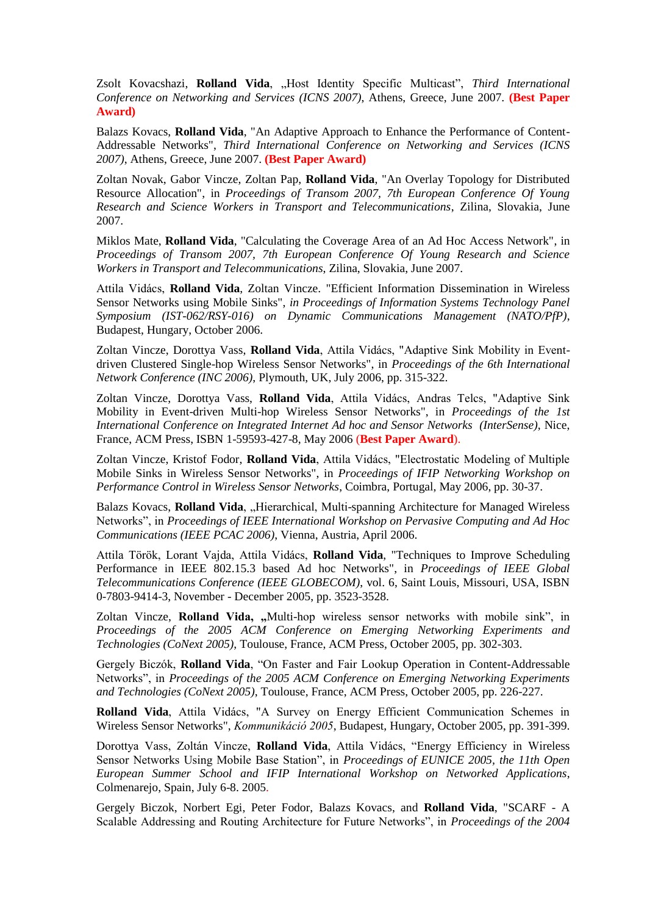Zsolt Kovacshazi, **Rolland Vida**, „Host Identity Specific Multicast", *Third International Conference on Networking and Services (ICNS 2007)*, Athens, Greece, June 2007. **(Best Paper Award)**

Balazs Kovacs, **Rolland Vida**, "An Adaptive Approach to Enhance the Performance of Content-Addressable Networks", *Third International Conference on Networking and Services (ICNS 2007)*, Athens, Greece, June 2007. **(Best Paper Award)**

Zoltan Novak, Gabor Vincze, Zoltan Pap, **Rolland Vida**, "An Overlay Topology for Distributed Resource Allocation", in *Proceedings of Transom 2007, 7th European Conference Of Young Research and Science Workers in Transport and Telecommunications*, Zilina, Slovakia, June 2007.

Miklos Mate, **Rolland Vida**, "Calculating the Coverage Area of an Ad Hoc Access Network", in *Proceedings of Transom 2007, 7th European Conference Of Young Research and Science Workers in Transport and Telecommunications*, Zilina, Slovakia, June 2007.

Attila Vidács, **Rolland Vida**, Zoltan Vincze. "Efficient Information Dissemination in Wireless Sensor Networks using Mobile Sinks", *in Proceedings of Information Systems Technology Panel Symposium (IST-062/RSY-016) on Dynamic Communications Management (NATO/PfP)*, Budapest, Hungary, October 2006.

Zoltan Vincze, Dorottya Vass, **Rolland Vida**, Attila Vidács, "Adaptive Sink Mobility in Event-driven Clustered Single-hop Wireless Sensor Networks", in *Proceedings of the 6th International Network Conference (INC 2006)*, Plymouth, UK, July 2006, pp. 315-322.

Zoltan Vincze, Dorottya Vass, **Rolland Vida**, Attila Vidács, Andras Telcs, "Adaptive Sink Mobility in Event-driven Multi-hop Wireless Sensor Networks", in *Proceedings of the 1st International Conference on Integrated Internet Ad hoc and Sensor Networks (InterSense)*, Nice, France, ACM Press, ISBN 1-59593-427-8, May 2006 (**Best Paper Award**).

Zoltan Vincze, Kristof Fodor, **Rolland Vida**, Attila Vidács, "Electrostatic Modeling of Multiple Mobile Sinks in Wireless Sensor Networks", in *Proceedings of IFIP Networking Workshop on Performance Control in Wireless Sensor Networks*, Coimbra, Portugal, May 2006, pp. 30-37.

Balazs Kovacs, **Rolland Vida**, „Hierarchical, Multi-spanning Architecture for Managed Wireless Networks", in *Proceedings of IEEE International Workshop on Pervasive Computing and Ad Hoc Communications (IEEE PCAC 2006)*, Vienna, Austria, April 2006.

Attila Török, Lorant Vajda, Attila Vidács, **Rolland Vida**, "Techniques to Improve Scheduling Performance in IEEE 802.15.3 based Ad hoc Networks", in *Proceedings of IEEE Global Telecommunications Conference (IEEE GLOBECOM)*, vol. 6, Saint Louis, Missouri, USA, ISBN 0-7803-9414-3, November - December 2005, pp. 3523-3528.

Zoltan Vincze, **Rolland Vida, „**Multi-hop wireless sensor networks with mobile sink", in *Proceedings of the 2005 ACM Conference on Emerging Networking Experiments and Technologies (CoNext 2005)*, Toulouse, France, ACM Press, October 2005, pp. 302-303.

Gergely Biczók, **Rolland Vida**, "On Faster and Fair Lookup Operation in Content-Addressable Networks", in *Proceedings of the 2005 ACM Conference on Emerging Networking Experiments and Technologies (CoNext 2005)*, Toulouse, France, ACM Press, October 2005, pp. 226-227.

**Rolland Vida**, Attila Vidács, "A Survey on Energy Efficient Communication Schemes in Wireless Sensor Networks", *Kommunikáció 2005*, Budapest, Hungary, October 2005, pp. 391-399.

Dorottya Vass, Zoltán Vincze, **Rolland Vida**, Attila Vidács, "Energy Efficiency in Wireless Sensor Networks Using Mobile Base Station", in *Proceedings of EUNICE 2005, the 11th Open European Summer School and IFIP International Workshop on Networked Applications*, Colmenarejo, Spain, July 6-8. 2005.

Gergely Biczok, Norbert Egi, Peter Fodor, Balazs Kovacs, and **Rolland Vida**, "SCARF - A Scalable Addressing and Routing Architecture for Future Networks", in *Proceedings of the 2004*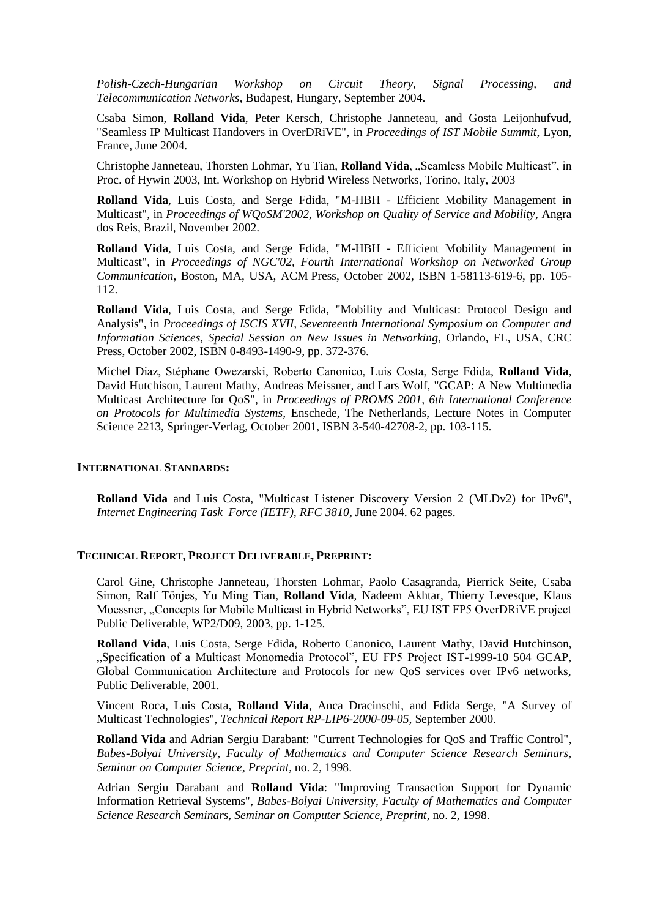*Polish-Czech-Hungarian Workshop on Circuit Theory, Signal Processing, and Telecommunication Networks*, Budapest, Hungary, September 2004.

Csaba Simon, **Rolland Vida**, Peter Kersch, Christophe Janneteau, and Gosta Leijonhufvud, "Seamless IP Multicast Handovers in OverDRiVE", in *Proceedings of IST Mobile Summit*, Lyon, France, June 2004.

Christophe Janneteau, Thorsten Lohmar, Yu Tian, **Rolland Vida**, „Seamless Mobile Multicast", in Proc. of Hywin 2003, Int. Workshop on Hybrid Wireless Networks, Torino, Italy, 2003

**Rolland Vida**, Luis Costa, and Serge Fdida, "M-HBH - Efficient Mobility Management in Multicast", in *Proceedings of WQoSM'2002, Workshop on Quality of Service and Mobility*, Angra dos Reis, Brazil, November 2002.

**Rolland Vida**, Luis Costa, and Serge Fdida, "M-HBH - Efficient Mobility Management in Multicast", in *Proceedings of NGC'02, Fourth International Workshop on Networked Group Communication*, Boston, MA, USA, ACM Press, October 2002, ISBN 1-58113-619-6, pp. 105-112.

**Rolland Vida**, Luis Costa, and Serge Fdida, "Mobility and Multicast: Protocol Design and Analysis", in *Proceedings of ISCIS XVII, Seventeenth International Symposium on Computer and Information Sciences, Special Session on New Issues in Networking*, Orlando, FL, USA, CRC Press, October 2002, ISBN 0-8493-1490-9, pp. 372-376.

Michel Diaz, Stéphane Owezarski, Roberto Canonico, Luis Costa, Serge Fdida, **Rolland Vida**, David Hutchison, Laurent Mathy, Andreas Meissner, and Lars Wolf, "GCAP: A New Multimedia Multicast Architecture for QoS", in *Proceedings of PROMS 2001, 6th International Conference on Protocols for Multimedia Systems,* Enschede, The Netherlands, Lecture Notes in Computer Science 2213, Springer-Verlag, October 2001, ISBN 3-540-42708-2, pp. 103-115.

## INTERNATIONAL STANDARDS:

**Rolland Vida** and Luis Costa, "Multicast Listener Discovery Version 2 (MLDv2) for IPv6", *Internet Engineering Task Force (IETF), RFC 3810*, June 2004. 62 pages.

## TECHNICAL REPORT, PROJECT DELIVERABLE, PREPRINT:

Carol Gine, Christophe Janneteau, Thorsten Lohmar, Paolo Casagranda, Pierrick Seite, Csaba Simon, Ralf Tönjes, Yu Ming Tian, **Rolland Vida**, Nadeem Akhtar, Thierry Levesque, Klaus Moessner, „Concepts for Mobile Multicast in Hybrid Networks", EU IST FP5 OverDRiVE project Public Deliverable, WP2/D09, 2003, pp. 1-125.

**Rolland Vida**, Luis Costa, Serge Fdida, Roberto Canonico, Laurent Mathy, David Hutchinson, „Specification of a Multicast Monomedia Protocol", EU FP5 Project IST-1999-10 504 GCAP, Global Communication Architecture and Protocols for new QoS services over IPv6 networks, Public Deliverable, 2001.

Vincent Roca, Luis Costa, **Rolland Vida**, Anca Dracinschi, and Fdida Serge, "A Survey of Multicast Technologies", *Technical Report RP-LIP6-2000-09-05,* September 2000.

**Rolland Vida** and Adrian Sergiu Darabant: "Current Technologies for QoS and Traffic Control", *Babes-Bolyai University, Faculty of Mathematics and Computer Science Research Seminars, Seminar on Computer Science, Preprint*, no. 2, 1998.

Adrian Sergiu Darabant and **Rolland Vida**: "Improving Transaction Support for Dynamic Information Retrieval Systems", *Babes-Bolyai University, Faculty of Mathematics and Computer Science Research Seminars, Seminar on Computer Science, Preprint*, no. 2, 1998.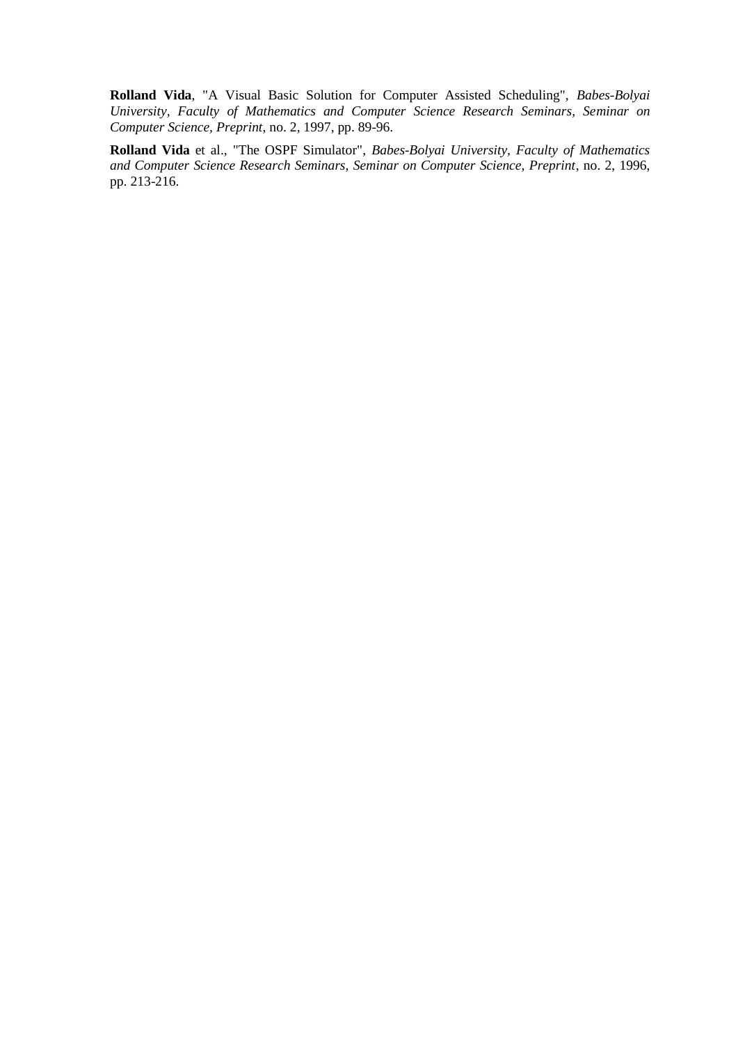**Rolland Vida**, "A Visual Basic Solution for Computer Assisted Scheduling", *Babes-Bolyai University, Faculty of Mathematics and Computer Science Research Seminars, Seminar on Computer Science, Preprint*, no. 2, 1997, pp. 89-96.

**Rolland Vida** et al., "The OSPF Simulator", *Babes-Bolyai University, Faculty of Mathematics and Computer Science Research Seminars, Seminar on Computer Science, Preprint*, no. 2, 1996, pp. 213-216.